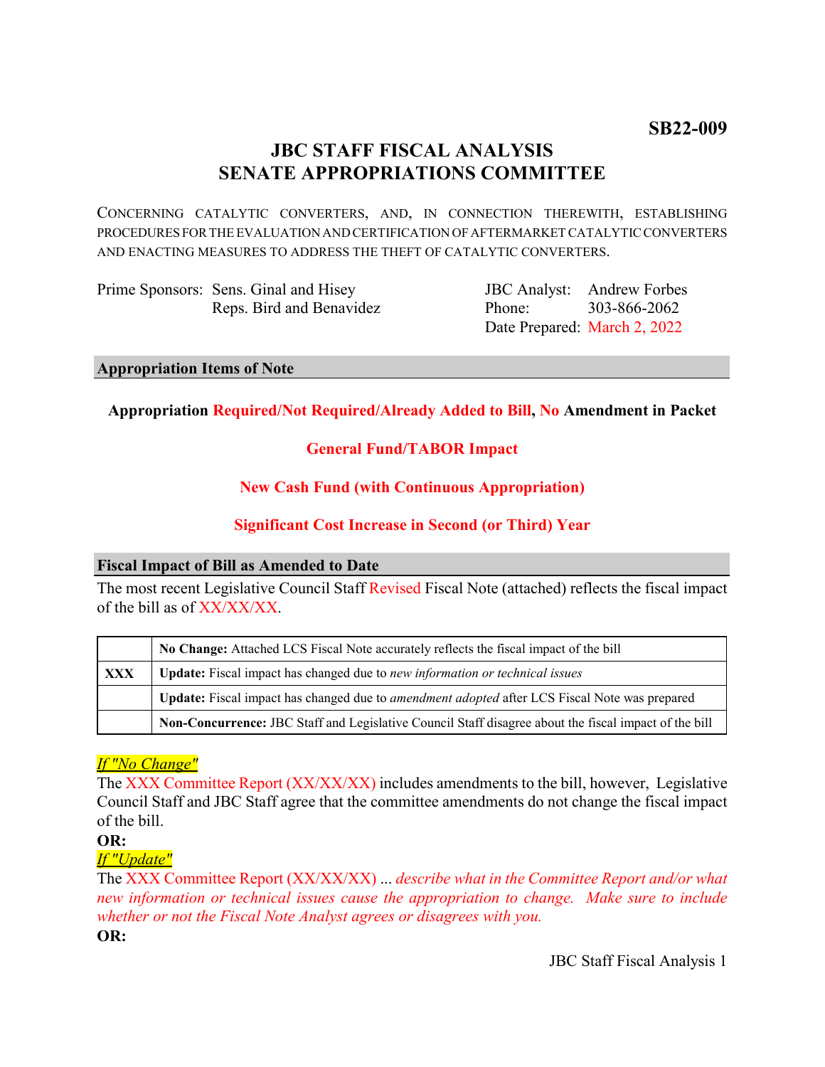**SB22-009**

# JBC STAFF FISCAL ANALYSIS
# SENATE APPROPRIATIONS COMMITTEE

CONCERNING CATALYTIC CONVERTERS, AND, IN CONNECTION THEREWITH, ESTABLISHING PROCEDURES FOR THE EVALUATION AND CERTIFICATION OF AFTERMARKET CATALYTIC CONVERTERS AND ENACTING MEASURES TO ADDRESS THE THEFT OF CATALYTIC CONVERTERS.

Prime Sponsors: Sens. Ginal and Hisey
Reps. Bird and Benavidez

JBC Analyst: Andrew Forbes
Phone: 303-866-2062
Date Prepared: March 2, 2022

## Appropriation Items of Note

**Appropriation Required/Not Required/Already Added to Bill, No Amendment in Packet**

**General Fund/TABOR Impact**

**New Cash Fund (with Continuous Appropriation)**

**Significant Cost Increase in Second (or Third) Year**

## Fiscal Impact of Bill as Amended to Date

The most recent Legislative Council Staff Revised Fiscal Note (attached) reflects the fiscal impact of the bill as of XX/XX/XX.

| | |
|---|---|
| | **No Change:** Attached LCS Fiscal Note accurately reflects the fiscal impact of the bill |
| **XXX** | **Update:** Fiscal impact has changed due to *new information or technical issues* |
| | **Update:** Fiscal impact has changed due to *amendment adopted* after LCS Fiscal Note was prepared |
| | **Non-Concurrence:** JBC Staff and Legislative Council Staff disagree about the fiscal impact of the bill |

*If "No Change"*
The XXX Committee Report (XX/XX/XX) includes amendments to the bill, however, Legislative Council Staff and JBC Staff agree that the committee amendments do not change the fiscal impact of the bill.

**OR:**

*If "Update"*
The XXX Committee Report (XX/XX/XX) ... *describe what in the Committee Report and/or what new information or technical issues cause the appropriation to change. Make sure to include whether or not the Fiscal Note Analyst agrees or disagrees with you.*

**OR:**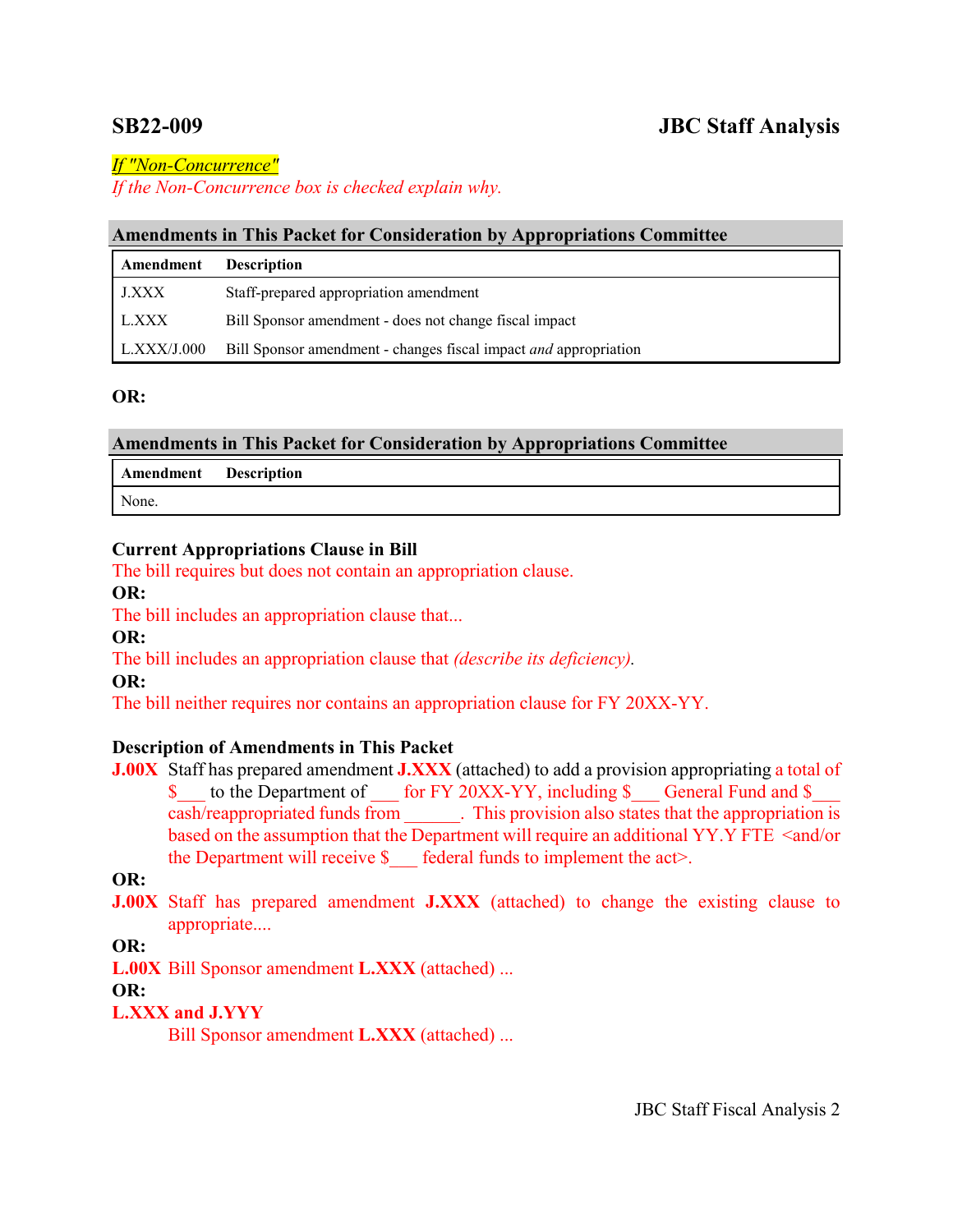## SB22-009 JBC Staff Analysis

*If "Non-Concurrence"*

*If the Non-Concurrence box is checked explain why.*

### Amendments in This Packet for Consideration by Appropriations Committee

| Amendment | Description |
|---|---|
| J.XXX | Staff-prepared appropriation amendment |
| L.XXX | Bill Sponsor amendment - does not change fiscal impact |
| L.XXX/J.000 | Bill Sponsor amendment - changes fiscal impact *and* appropriation |

**OR:**

### Amendments in This Packet for Consideration by Appropriations Committee

| Amendment | Description |
|---|---|
| None. | |

**Current Appropriations Clause in Bill**

The bill requires but does not contain an appropriation clause.

**OR:**

The bill includes an appropriation clause that...

**OR:**

The bill includes an appropriation clause that *(describe its deficiency).*

**OR:**

The bill neither requires nor contains an appropriation clause for FY 20XX-YY.

**Description of Amendments in This Packet**

**J.00X** Staff has prepared amendment **J.XXX** (attached) to add a provision appropriating a total of $___ to the Department of ___ for FY 20XX-YY, including $___ General Fund and $___ cash/reappropriated funds from ______. This provision also states that the appropriation is based on the assumption that the Department will require an additional YY.Y FTE <and/or the Department will receive $___ federal funds to implement the act>.

**OR:**

**J.00X** Staff has prepared amendment **J.XXX** (attached) to change the existing clause to appropriate....

**OR:**

**L.00X** Bill Sponsor amendment **L.XXX** (attached) ...

**OR:**

**L.XXX and J.YYY**

Bill Sponsor amendment **L.XXX** (attached) ...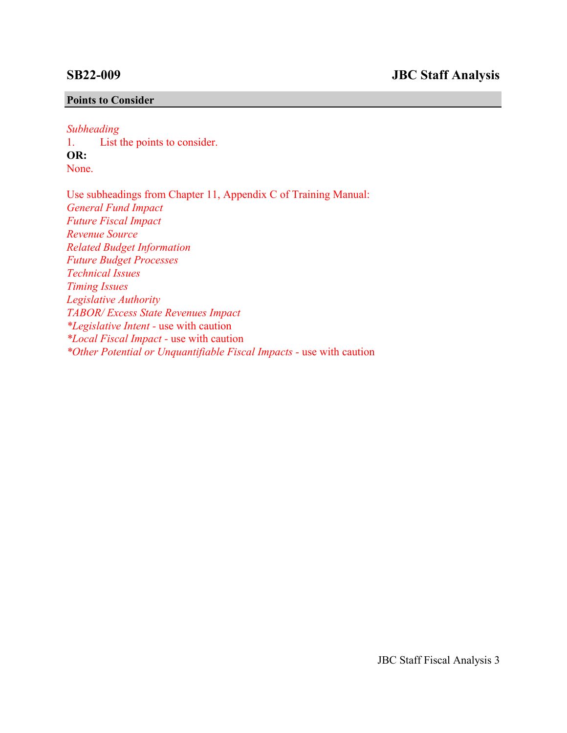## Points to Consider

*Subheading*

1. List the points to consider.

**OR:**

None.

Use subheadings from Chapter 11, Appendix C of Training Manual:

*General Fund Impact*
*Future Fiscal Impact*
*Revenue Source*
*Related Budget Information*
*Future Budget Processes*
*Technical Issues*
*Timing Issues*
*Legislative Authority*
*TABOR/ Excess State Revenues Impact*
*\*Legislative Intent* - use with caution
*\*Local Fiscal Impact* - use with caution
*\*Other Potential or Unquantifiable Fiscal Impacts* - use with caution